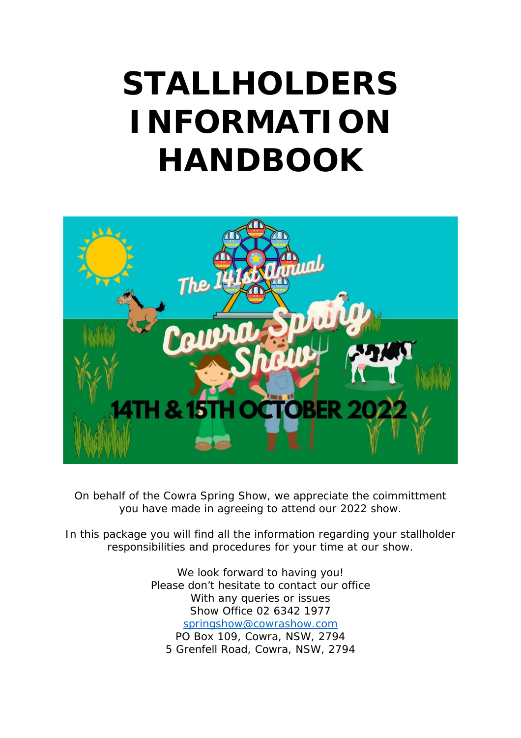# STALLHOLDERS INFORMATION HANDBOOK

On behalf of the Cowra Spring Show, we appreciate the coimmittment you have made in agreeing to attend our 2022 show.

In this package you will find all the information regarding your stallholder responsibilities and procedures for your time at our show.

We look forward to having you!
Please don't hesitate to contact our office
With any queries or issues
Show Office 02 6342 1977
springshow@cowrashow.com
PO Box 109, Cowra, NSW, 2794
5 Grenfell Road, Cowra, NSW, 2794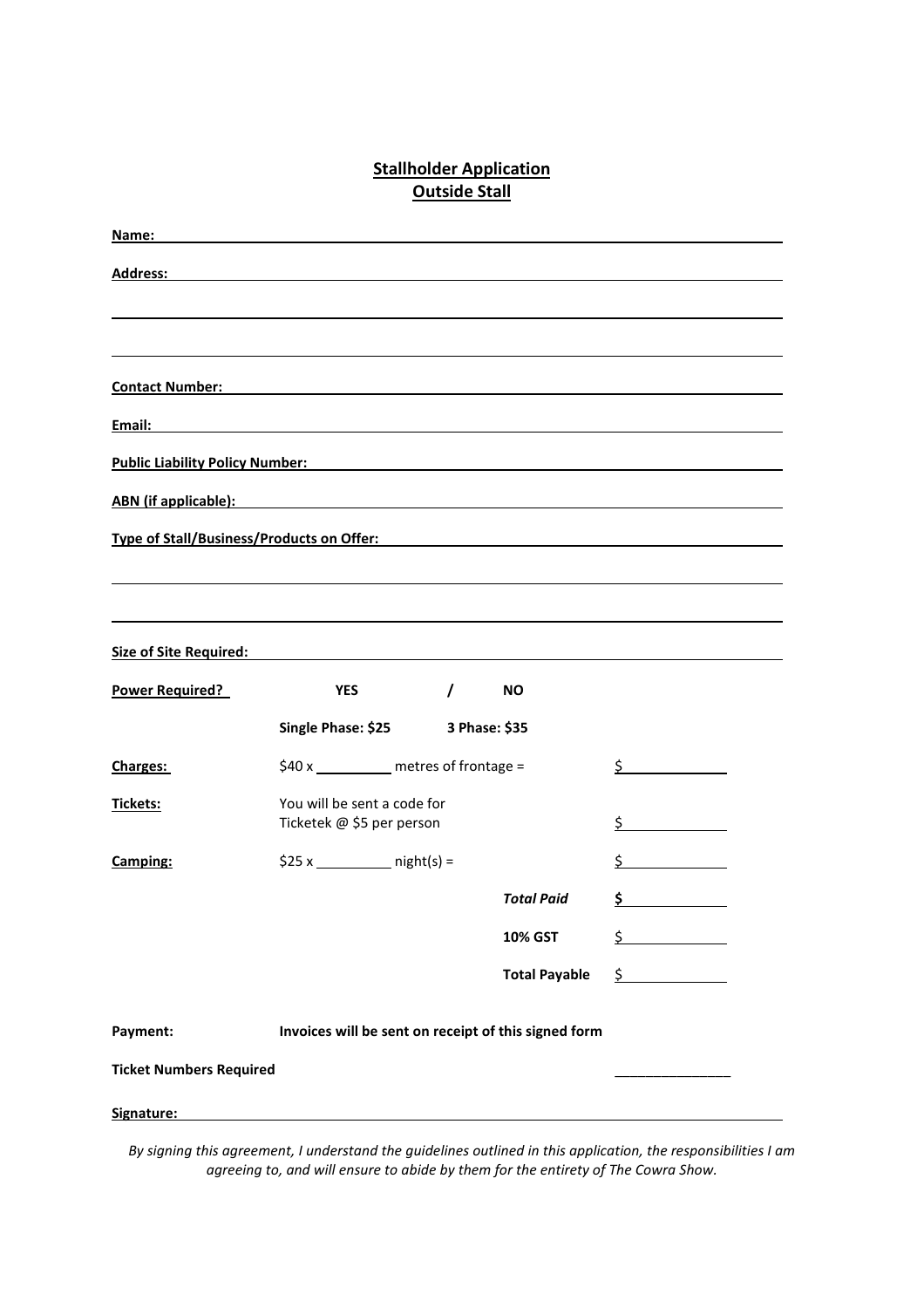# **Stallholder Application**
## **Outside Stall**

**Name:** ______________________________________________

**Address:** ______________________________________________

______________________________________________

______________________________________________

**Contact Number:** ______________________________________________

**Email:** ______________________________________________

**Public Liability Policy Number:** ______________________________________________

**ABN (if applicable):** ______________________________________________

**Type of Stall/Business/Products on Offer:** ______________________________________________

______________________________________________

______________________________________________

**Size of Site Required:** ______________________________________________

| | | | |
|---|---|---|---|
| **Power Required?** | **YES** / **NO** | | |
| | **Single Phase: $25** | **3 Phase: $35** | |
| **Charges:** | $40 x ________ metres of frontage = | | $ ________ |
| **Tickets:** | You will be sent a code for Ticketek @ $5 per person | | $ ________ |
| **Camping:** | $25 x ________ night(s) = | | $ ________ |
| | | ***Total Paid*** | **$** ________ |
| | | **10% GST** | $ ________ |
| | | **Total Payable** | $ ________ |

**Payment:** **Invoices will be sent on receipt of this signed form**

**Ticket Numbers Required** ________

**Signature:** ______________________________________________

*By signing this agreement, I understand the guidelines outlined in this application, the responsibilities I am agreeing to, and will ensure to abide by them for the entirety of The Cowra Show.*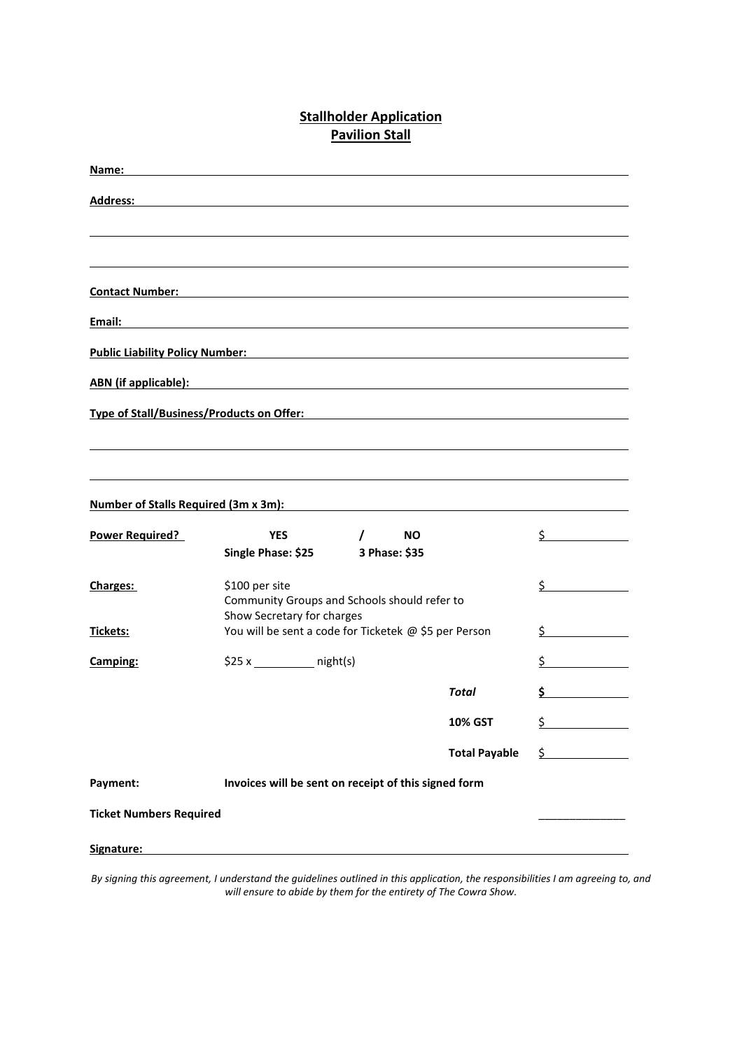## Stallholder Application
## Pavilion Stall

**Name:** ______________________________________________

**Address:** ______________________________________________

______________________________________________

______________________________________________

**Contact Number:** ______________________________________________

**Email:** ______________________________________________

**Public Liability Policy Number:** ______________________________________________

**ABN (if applicable):** ______________________________________________

**Type of Stall/Business/Products on Offer:** ______________________________________________

______________________________________________

______________________________________________

**Number of Stalls Required (3m x 3m):** ______________________________________________

| | | | |
|---|---|---|---|
| **Power Required?** | **YES / NO** <br> **Single Phase: $25  3 Phase: $35** | | $ ________ |
| **Charges:** | $100 per site <br> Community Groups and Schools should refer to Show Secretary for charges | | $ ________ |
| **Tickets:** | You will be sent a code for Ticketek @ $5 per Person | | $ ________ |
| **Camping:** | $25 x ________ night(s) | | $ ________ |
| | | ***Total*** | **$** ________ |
| | | **10% GST** | $ ________ |
| | | **Total Payable** | $ ________ |

**Payment:** **Invoices will be sent on receipt of this signed form**

**Ticket Numbers Required** ______________

**Signature:** ______________________________________________

*By signing this agreement, I understand the guidelines outlined in this application, the responsibilities I am agreeing to, and will ensure to abide by them for the entirety of The Cowra Show.*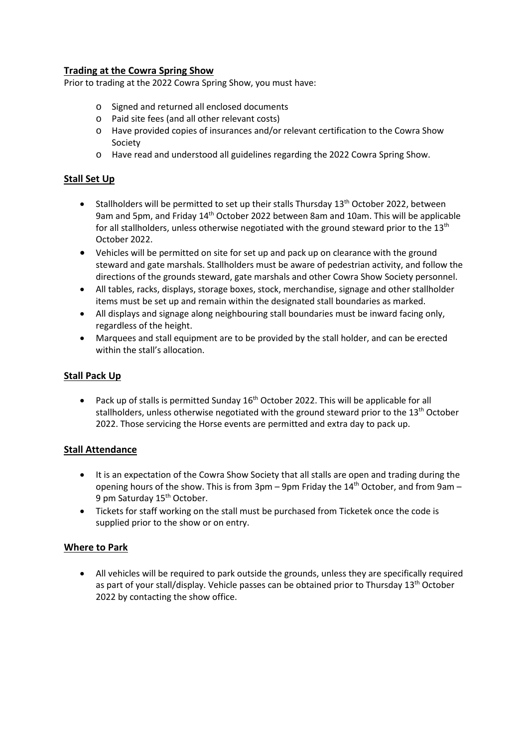## Trading at the Cowra Spring Show

Prior to trading at the 2022 Cowra Spring Show, you must have:

- Signed and returned all enclosed documents
- Paid site fees (and all other relevant costs)
- Have provided copies of insurances and/or relevant certification to the Cowra Show Society
- Have read and understood all guidelines regarding the 2022 Cowra Spring Show.

## Stall Set Up

- Stallholders will be permitted to set up their stalls Thursday 13th October 2022, between 9am and 5pm, and Friday 14th October 2022 between 8am and 10am. This will be applicable for all stallholders, unless otherwise negotiated with the ground steward prior to the 13th October 2022.
- Vehicles will be permitted on site for set up and pack up on clearance with the ground steward and gate marshals. Stallholders must be aware of pedestrian activity, and follow the directions of the grounds steward, gate marshals and other Cowra Show Society personnel.
- All tables, racks, displays, storage boxes, stock, merchandise, signage and other stallholder items must be set up and remain within the designated stall boundaries as marked.
- All displays and signage along neighbouring stall boundaries must be inward facing only, regardless of the height.
- Marquees and stall equipment are to be provided by the stall holder, and can be erected within the stall's allocation.

## Stall Pack Up

- Pack up of stalls is permitted Sunday 16th October 2022. This will be applicable for all stallholders, unless otherwise negotiated with the ground steward prior to the 13th October 2022. Those servicing the Horse events are permitted and extra day to pack up.

## Stall Attendance

- It is an expectation of the Cowra Show Society that all stalls are open and trading during the opening hours of the show. This is from 3pm – 9pm Friday the 14th October, and from 9am – 9 pm Saturday 15th October.
- Tickets for staff working on the stall must be purchased from Ticketek once the code is supplied prior to the show or on entry.

## Where to Park

- All vehicles will be required to park outside the grounds, unless they are specifically required as part of your stall/display. Vehicle passes can be obtained prior to Thursday 13th October 2022 by contacting the show office.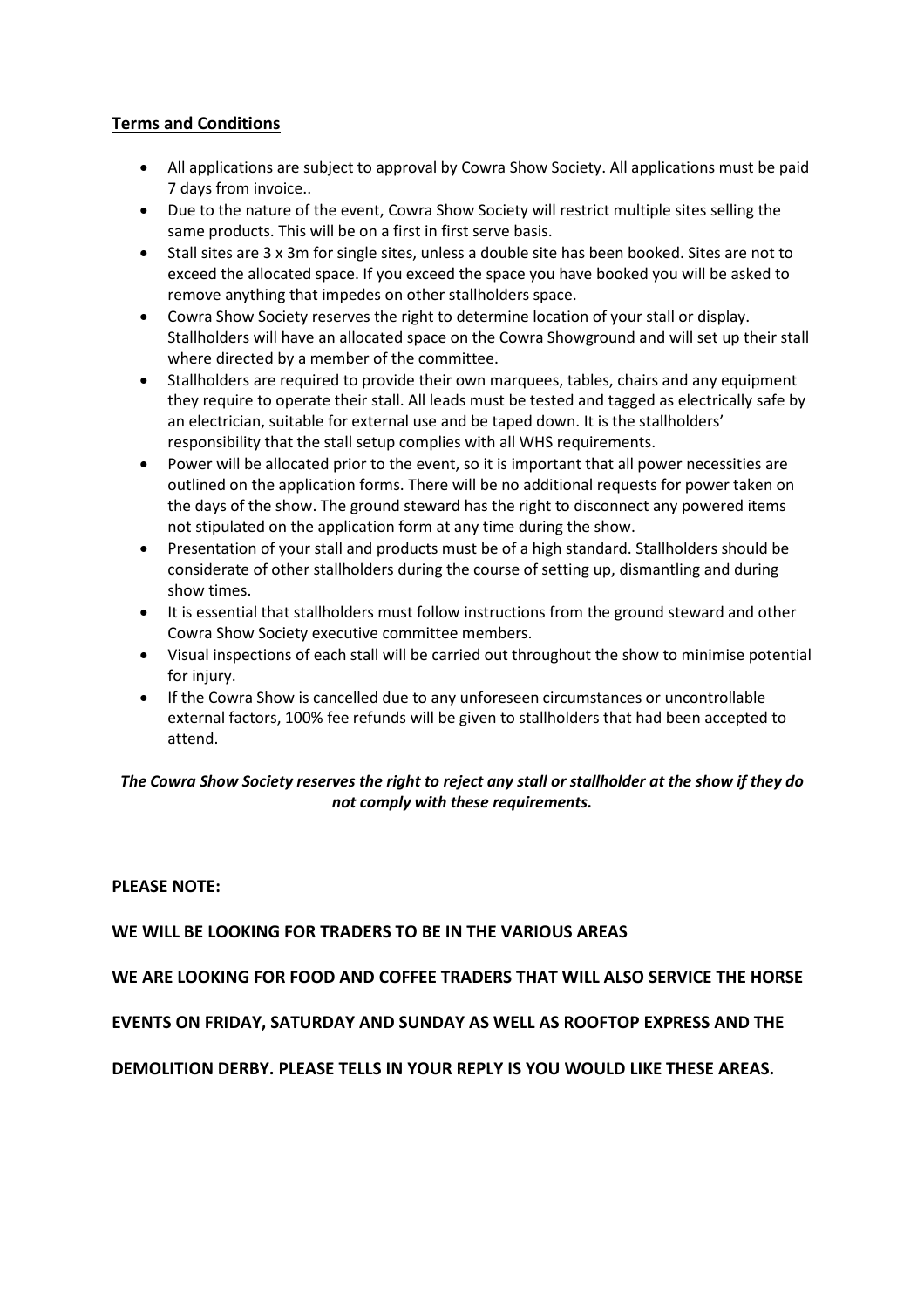## Terms and Conditions

- All applications are subject to approval by Cowra Show Society. All applications must be paid 7 days from invoice..
- Due to the nature of the event, Cowra Show Society will restrict multiple sites selling the same products. This will be on a first in first serve basis.
- Stall sites are 3 x 3m for single sites, unless a double site has been booked. Sites are not to exceed the allocated space. If you exceed the space you have booked you will be asked to remove anything that impedes on other stallholders space.
- Cowra Show Society reserves the right to determine location of your stall or display. Stallholders will have an allocated space on the Cowra Showground and will set up their stall where directed by a member of the committee.
- Stallholders are required to provide their own marquees, tables, chairs and any equipment they require to operate their stall. All leads must be tested and tagged as electrically safe by an electrician, suitable for external use and be taped down. It is the stallholders' responsibility that the stall setup complies with all WHS requirements.
- Power will be allocated prior to the event, so it is important that all power necessities are outlined on the application forms. There will be no additional requests for power taken on the days of the show. The ground steward has the right to disconnect any powered items not stipulated on the application form at any time during the show.
- Presentation of your stall and products must be of a high standard. Stallholders should be considerate of other stallholders during the course of setting up, dismantling and during show times.
- It is essential that stallholders must follow instructions from the ground steward and other Cowra Show Society executive committee members.
- Visual inspections of each stall will be carried out throughout the show to minimise potential for injury.
- If the Cowra Show is cancelled due to any unforeseen circumstances or uncontrollable external factors, 100% fee refunds will be given to stallholders that had been accepted to attend.

***The Cowra Show Society reserves the right to reject any stall or stallholder at the show if they do not comply with these requirements.***

**PLEASE NOTE:**

**WE WILL BE LOOKING FOR TRADERS TO BE IN THE VARIOUS AREAS**

**WE ARE LOOKING FOR FOOD AND COFFEE TRADERS THAT WILL ALSO SERVICE THE HORSE EVENTS ON FRIDAY, SATURDAY AND SUNDAY AS WELL AS ROOFTOP EXPRESS AND THE DEMOLITION DERBY. PLEASE TELLS IN YOUR REPLY IS YOU WOULD LIKE THESE AREAS.**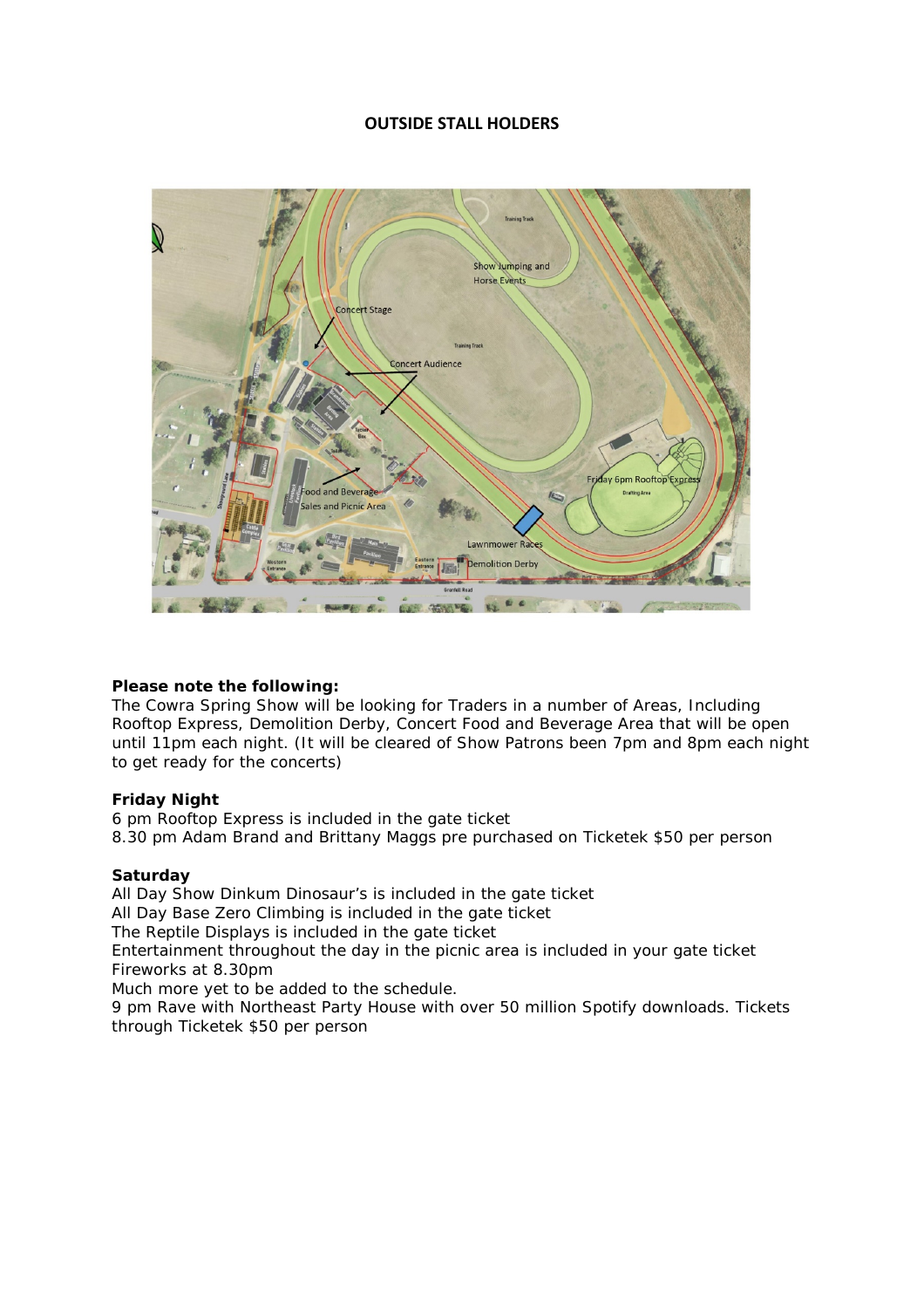**OUTSIDE STALL HOLDERS**

**Please note the following:**
The Cowra Spring Show will be looking for Traders in a number of Areas, Including Rooftop Express, Demolition Derby, Concert Food and Beverage Area that will be open until 11pm each night. (It will be cleared of Show Patrons been 7pm and 8pm each night to get ready for the concerts)

**Friday Night**
6 pm Rooftop Express is included in the gate ticket
8.30 pm Adam Brand and Brittany Maggs pre purchased on Ticketek $50 per person

**Saturday**
All Day Show Dinkum Dinosaur's is included in the gate ticket
All Day Base Zero Climbing is included in the gate ticket
The Reptile Displays is included in the gate ticket
Entertainment throughout the day in the picnic area is included in your gate ticket
Fireworks at 8.30pm
Much more yet to be added to the schedule.
9 pm Rave with Northeast Party House with over 50 million Spotify downloads. Tickets through Ticketek $50 per person